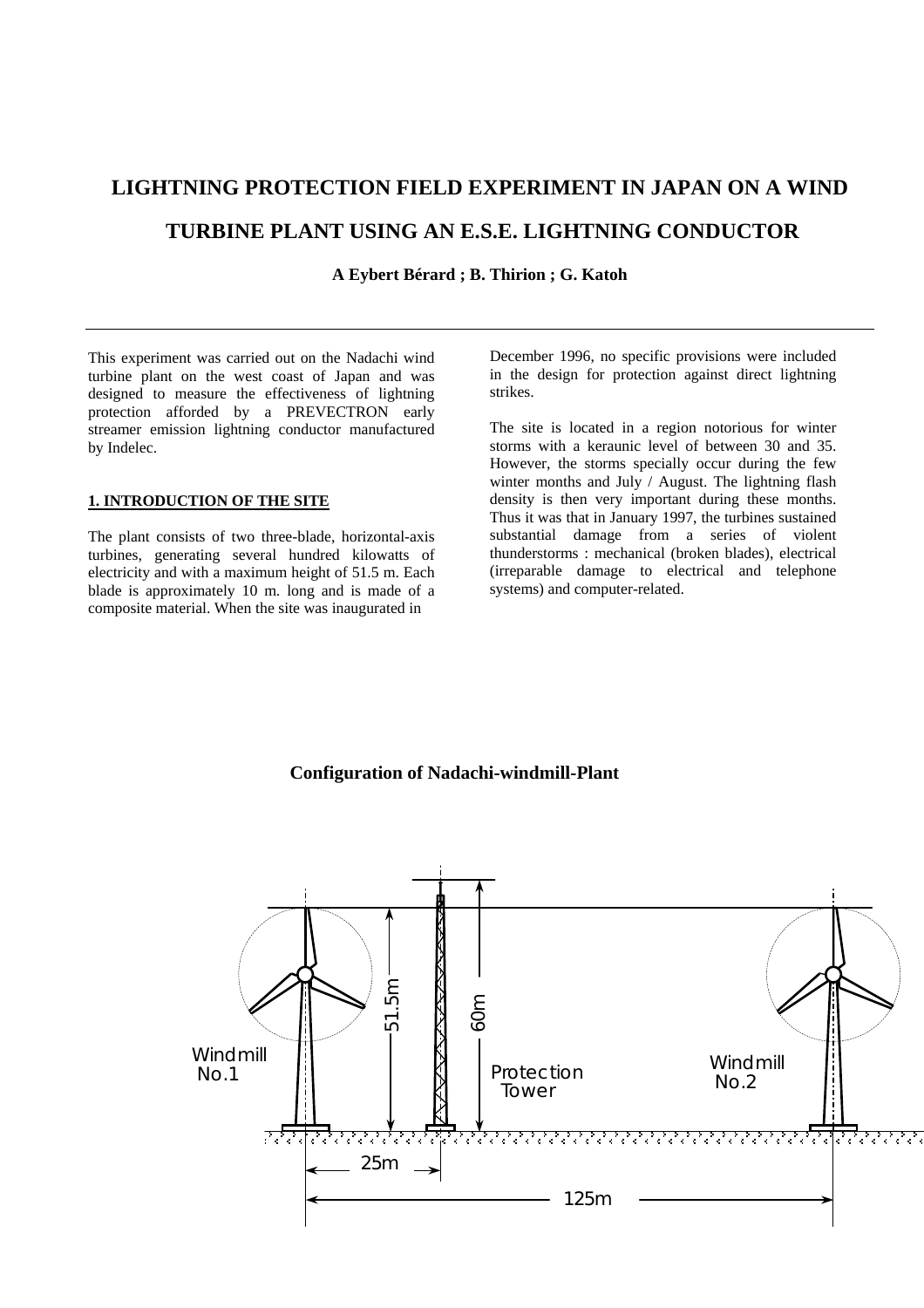# LIGHTNING PROTECTION FIELD EXPERIMENT IN JAPAN ON A WIND TURBINE PLANT USING AN E.S.E. LIGHTNING CONDUCTOR

**A Eybert Bérard ; B. Thirion ; G. Katoh**

---

This experiment was carried out on the Nadachi wind turbine plant on the west coast of Japan and was designed to measure the effectiveness of lightning protection afforded by a PREVECTRON early streamer emission lightning conductor manufactured by Indelec.

## 1. INTRODUCTION OF THE SITE

The plant consists of two three-blade, horizontal-axis turbines, generating several hundred kilowatts of electricity and with a maximum height of 51.5 m. Each blade is approximately 10 m. long and is made of a composite material. When the site was inaugurated in December 1996, no specific provisions were included in the design for protection against direct lightning strikes.

The site is located in a region notorious for winter storms with a keraunic level of between 30 and 35. However, the storms specially occur during the few winter months and July / August. The lightning flash density is then very important during these months. Thus it was that in January 1997, the turbines sustained substantial damage from a series of violent thunderstorms : mechanical (broken blades), electrical (irreparable damage to electrical and telephone systems) and computer-related.

**Configuration of Nadachi-windmill-Plant**

Windmill No.1 | 51.5m | 60m | Protection Tower | Windmill No.2 | 25m | 125m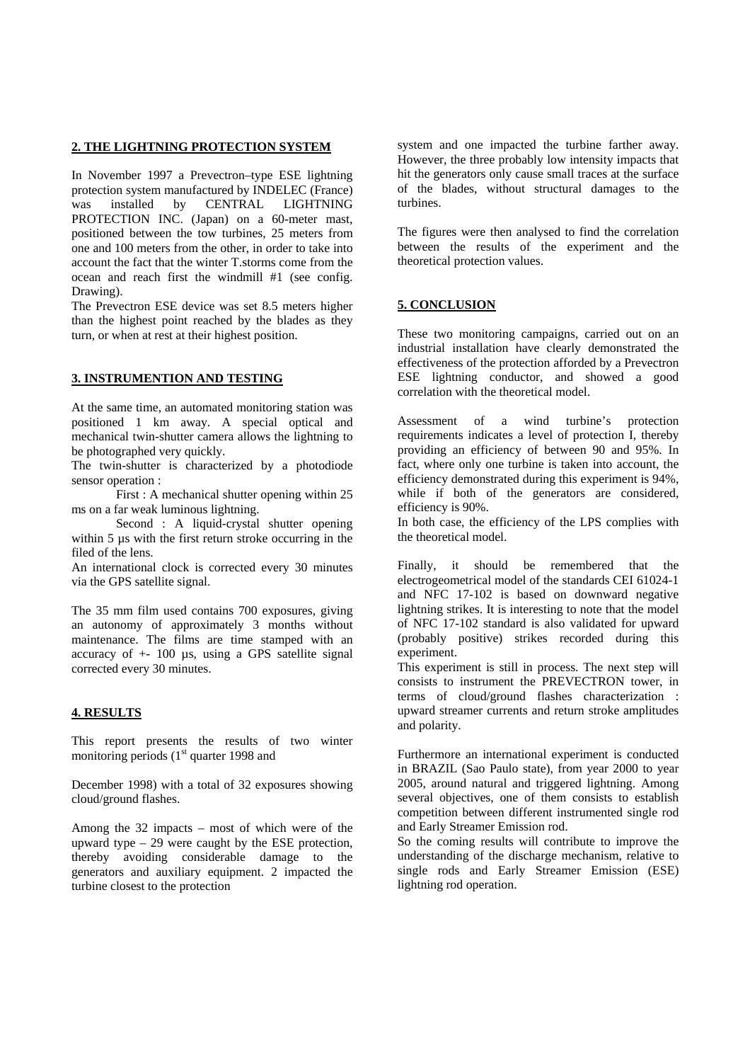## 2. THE LIGHTNING PROTECTION SYSTEM

In November 1997 a Prevectron–type ESE lightning protection system manufactured by INDELEC (France) was installed by CENTRAL LIGHTNING PROTECTION INC. (Japan) on a 60-meter mast, positioned between the tow turbines, 25 meters from one and 100 meters from the other, in order to take into account the fact that the winter T.storms come from the ocean and reach first the windmill #1 (see config. Drawing).

The Prevectron ESE device was set 8.5 meters higher than the highest point reached by the blades as they turn, or when at rest at their highest position.

## 3. INSTRUMENTION AND TESTING

At the same time, an automated monitoring station was positioned 1 km away. A special optical and mechanical twin-shutter camera allows the lightning to be photographed very quickly.

The twin-shutter is characterized by a photodiode sensor operation :

First : A mechanical shutter opening within 25 ms on a far weak luminous lightning.

Second : A liquid-crystal shutter opening within 5 µs with the first return stroke occurring in the filed of the lens.

An international clock is corrected every 30 minutes via the GPS satellite signal.

The 35 mm film used contains 700 exposures, giving an autonomy of approximately 3 months without maintenance. The films are time stamped with an accuracy of +- 100 µs, using a GPS satellite signal corrected every 30 minutes.

## 4. RESULTS

This report presents the results of two winter monitoring periods (1st quarter 1998 and December 1998) with a total of 32 exposures showing cloud/ground flashes.

Among the 32 impacts – most of which were of the upward type – 29 were caught by the ESE protection, thereby avoiding considerable damage to the generators and auxiliary equipment. 2 impacted the turbine closest to the protection system and one impacted the turbine farther away. However, the three probably low intensity impacts that hit the generators only cause small traces at the surface of the blades, without structural damages to the turbines.

The figures were then analysed to find the correlation between the results of the experiment and the theoretical protection values.

## 5. CONCLUSION

These two monitoring campaigns, carried out on an industrial installation have clearly demonstrated the effectiveness of the protection afforded by a Prevectron ESE lightning conductor, and showed a good correlation with the theoretical model.

Assessment of a wind turbine's protection requirements indicates a level of protection I, thereby providing an efficiency of between 90 and 95%. In fact, where only one turbine is taken into account, the efficiency demonstrated during this experiment is 94%, while if both of the generators are considered, efficiency is 90%.

In both case, the efficiency of the LPS complies with the theoretical model.

Finally, it should be remembered that the electrogeometrical model of the standards CEI 61024-1 and NFC 17-102 is based on downward negative lightning strikes. It is interesting to note that the model of NFC 17-102 standard is also validated for upward (probably positive) strikes recorded during this experiment.

This experiment is still in process. The next step will consists to instrument the PREVECTRON tower, in terms of cloud/ground flashes characterization : upward streamer currents and return stroke amplitudes and polarity.

Furthermore an international experiment is conducted in BRAZIL (Sao Paulo state), from year 2000 to year 2005, around natural and triggered lightning. Among several objectives, one of them consists to establish competition between different instrumented single rod and Early Streamer Emission rod.

So the coming results will contribute to improve the understanding of the discharge mechanism, relative to single rods and Early Streamer Emission (ESE) lightning rod operation.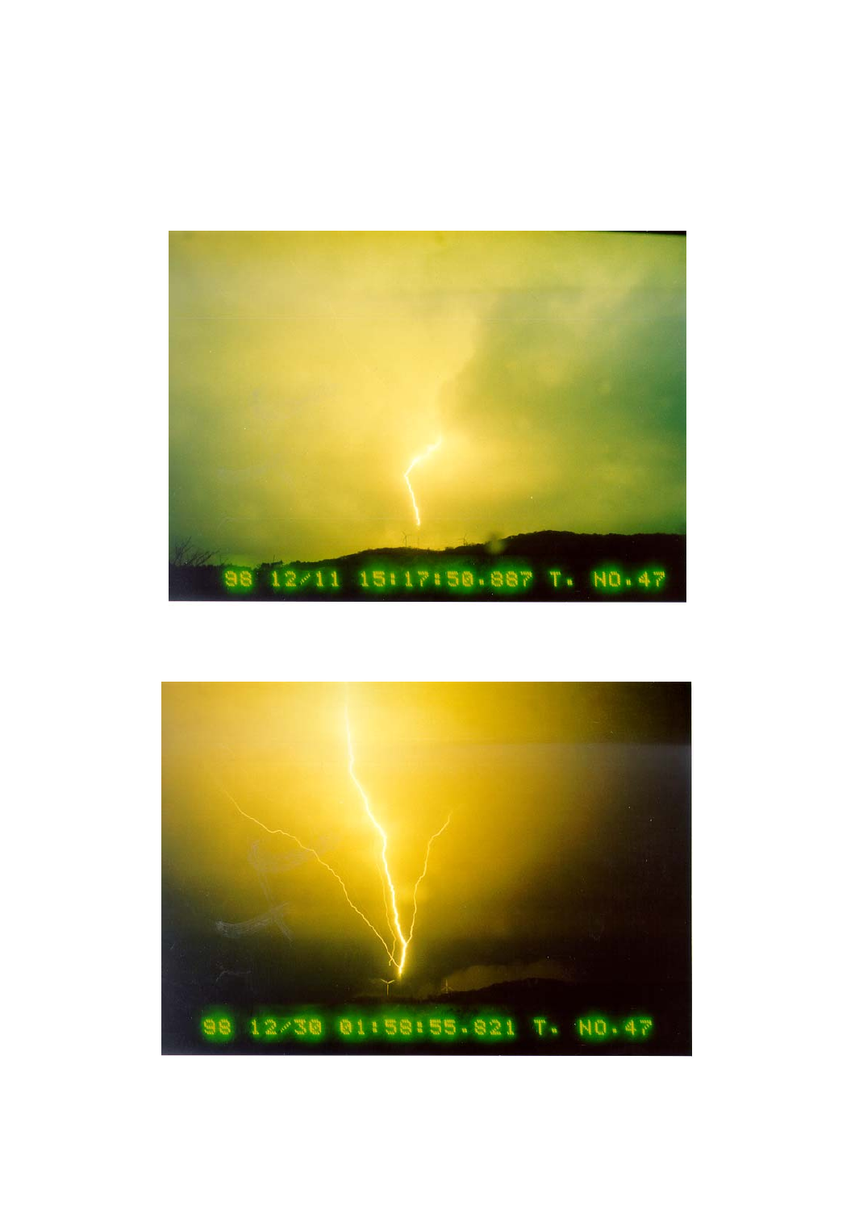98 12/11 15:17:50.887 T. NO.47

98 12/30 01:58:55.821 T. NO.47